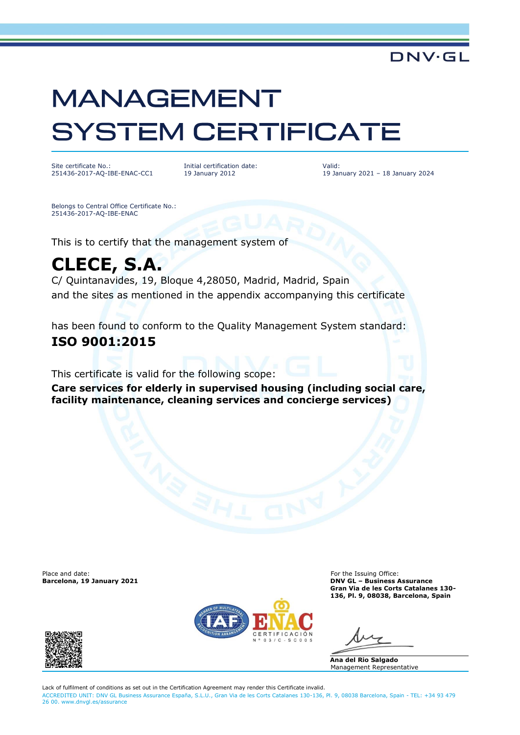DNV·GL

# MANAGEMENT SYSTEM CERTIFICATE

| Site certificate No.: | Initial certification date: | Valid: |
|---|---|---|
| 251436-2017-AQ-IBE-ENAC-CC1 | 19 January 2012 | 19 January 2021 – 18 January 2024 |

Belongs to Central Office Certificate No.:
251436-2017-AQ-IBE-ENAC

This is to certify that the management system of

## CLECE, S.A.

C/ Quintanavides, 19, Bloque 4,28050, Madrid, Madrid, Spain
and the sites as mentioned in the appendix accompanying this certificate

has been found to conform to the Quality Management System standard:

**ISO 9001:2015**

This certificate is valid for the following scope:

**Care services for elderly in supervised housing (including social care, facility maintenance, cleaning services and concierge services)**

Place and date:
**Barcelona, 19 January 2021**

For the Issuing Office:
**DNV GL – Business Assurance**
**Gran Via de les Corts Catalanes 130-136, Pl. 9, 08038, Barcelona, Spain**

CERTIFICACIÓN Nº 03/C-SC005

**Ana del Rio Salgado**
Management Representative

Lack of fulfilment of conditions as set out in the Certification Agreement may render this Certificate invalid.
ACCREDITED UNIT: DNV GL Business Assurance España, S.L.U., Gran Via de les Corts Catalanes 130-136, Pl. 9, 08038 Barcelona, Spain - TEL: +34 93 479 26 00. www.dnvgl.es/assurance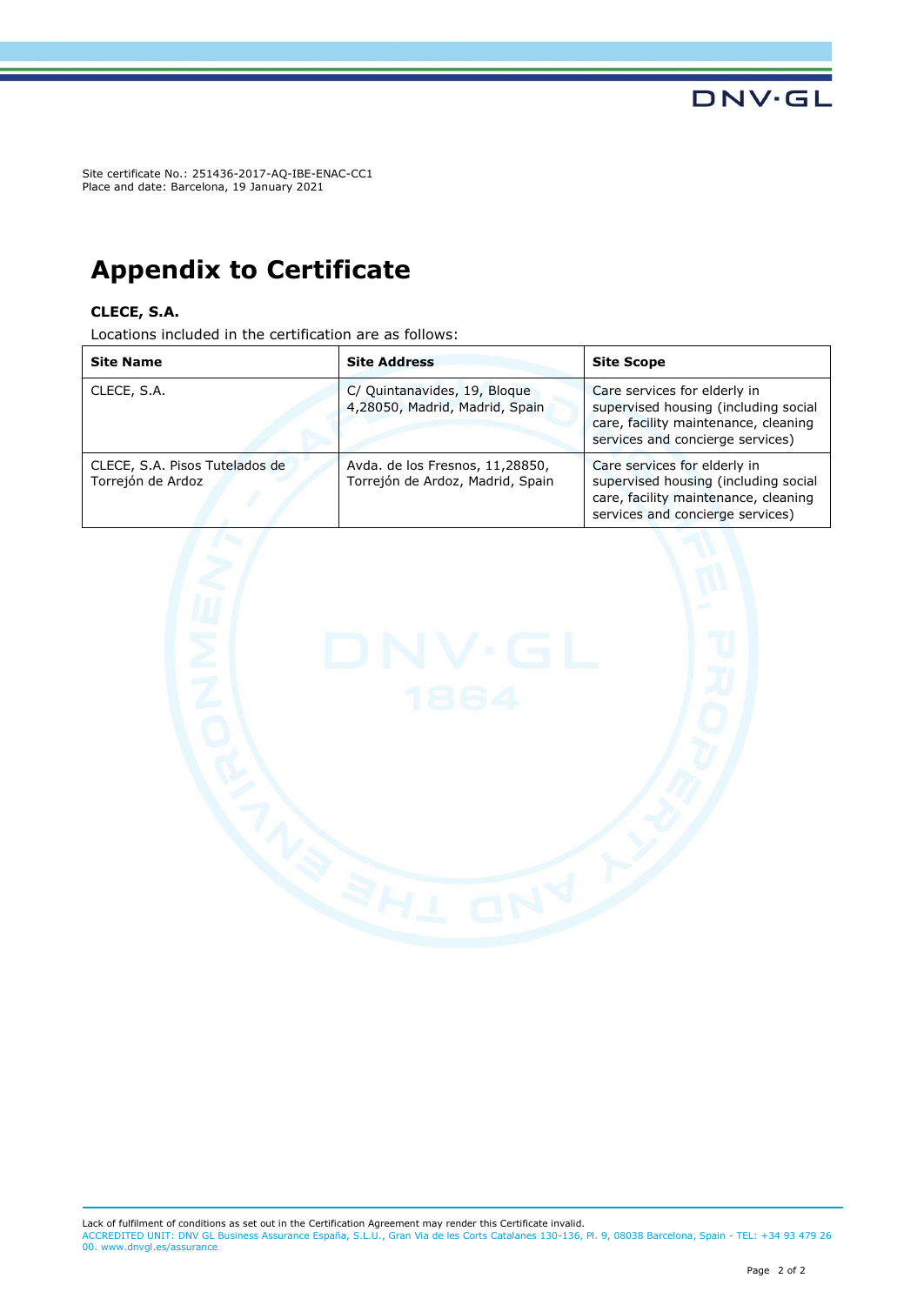Site certificate No.: 251436-2017-AQ-IBE-ENAC-CC1
Place and date: Barcelona, 19 January 2021

# Appendix to Certificate

**CLECE, S.A.**

Locations included in the certification are as follows:

| Site Name | Site Address | Site Scope |
|---|---|---|
| CLECE, S.A. | C/ Quintanavides, 19, Bloque 4,28050, Madrid, Madrid, Spain | Care services for elderly in supervised housing (including social care, facility maintenance, cleaning services and concierge services) |
| CLECE, S.A. Pisos Tutelados de Torrejón de Ardoz | Avda. de los Fresnos, 11,28850, Torrejón de Ardoz, Madrid, Spain | Care services for elderly in supervised housing (including social care, facility maintenance, cleaning services and concierge services) |

Lack of fulfilment of conditions as set out in the Certification Agreement may render this Certificate invalid.
ACCREDITED UNIT: DNV GL Business Assurance España, S.L.U., Gran Via de les Corts Catalanes 130-136, Pl. 9, 08038 Barcelona, Spain - TEL: +34 93 479 26 00. www.dnvgl.es/assurance